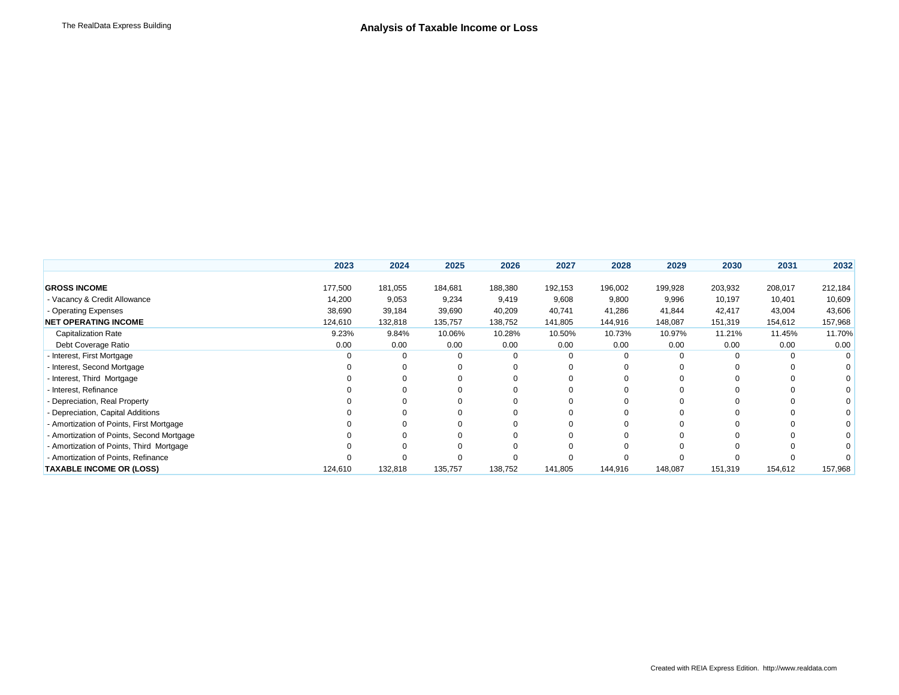The RealData Express Building

# Analysis of Taxable Income or Loss

| | 2023 | 2024 | 2025 | 2026 | 2027 | 2028 | 2029 | 2030 | 2031 | 2032 |
|---|---|---|---|---|---|---|---|---|---|---|
| **GROSS INCOME** | 177,500 | 181,055 | 184,681 | 188,380 | 192,153 | 196,002 | 199,928 | 203,932 | 208,017 | 212,184 |
| - Vacancy & Credit Allowance | 14,200 | 9,053 | 9,234 | 9,419 | 9,608 | 9,800 | 9,996 | 10,197 | 10,401 | 10,609 |
| - Operating Expenses | 38,690 | 39,184 | 39,690 | 40,209 | 40,741 | 41,286 | 41,844 | 42,417 | 43,004 | 43,606 |
| **NET OPERATING INCOME** | 124,610 | 132,818 | 135,757 | 138,752 | 141,805 | 144,916 | 148,087 | 151,319 | 154,612 | 157,968 |
| Capitalization Rate | 9.23% | 9.84% | 10.06% | 10.28% | 10.50% | 10.73% | 10.97% | 11.21% | 11.45% | 11.70% |
| Debt Coverage Ratio | 0.00 | 0.00 | 0.00 | 0.00 | 0.00 | 0.00 | 0.00 | 0.00 | 0.00 | 0.00 |
| - Interest, First Mortgage | 0 | 0 | 0 | 0 | 0 | 0 | 0 | 0 | 0 | 0 |
| - Interest, Second Mortgage | 0 | 0 | 0 | 0 | 0 | 0 | 0 | 0 | 0 | 0 |
| - Interest, Third Mortgage | 0 | 0 | 0 | 0 | 0 | 0 | 0 | 0 | 0 | 0 |
| - Interest, Refinance | 0 | 0 | 0 | 0 | 0 | 0 | 0 | 0 | 0 | 0 |
| - Depreciation, Real Property | 0 | 0 | 0 | 0 | 0 | 0 | 0 | 0 | 0 | 0 |
| - Depreciation, Capital Additions | 0 | 0 | 0 | 0 | 0 | 0 | 0 | 0 | 0 | 0 |
| - Amortization of Points, First Mortgage | 0 | 0 | 0 | 0 | 0 | 0 | 0 | 0 | 0 | 0 |
| - Amortization of Points, Second Mortgage | 0 | 0 | 0 | 0 | 0 | 0 | 0 | 0 | 0 | 0 |
| - Amortization of Points, Third Mortgage | 0 | 0 | 0 | 0 | 0 | 0 | 0 | 0 | 0 | 0 |
| - Amortization of Points, Refinance | 0 | 0 | 0 | 0 | 0 | 0 | 0 | 0 | 0 | 0 |
| **TAXABLE INCOME OR (LOSS)** | 124,610 | 132,818 | 135,757 | 138,752 | 141,805 | 144,916 | 148,087 | 151,319 | 154,612 | 157,968 |

Created with REIA Express Edition. http://www.realdata.com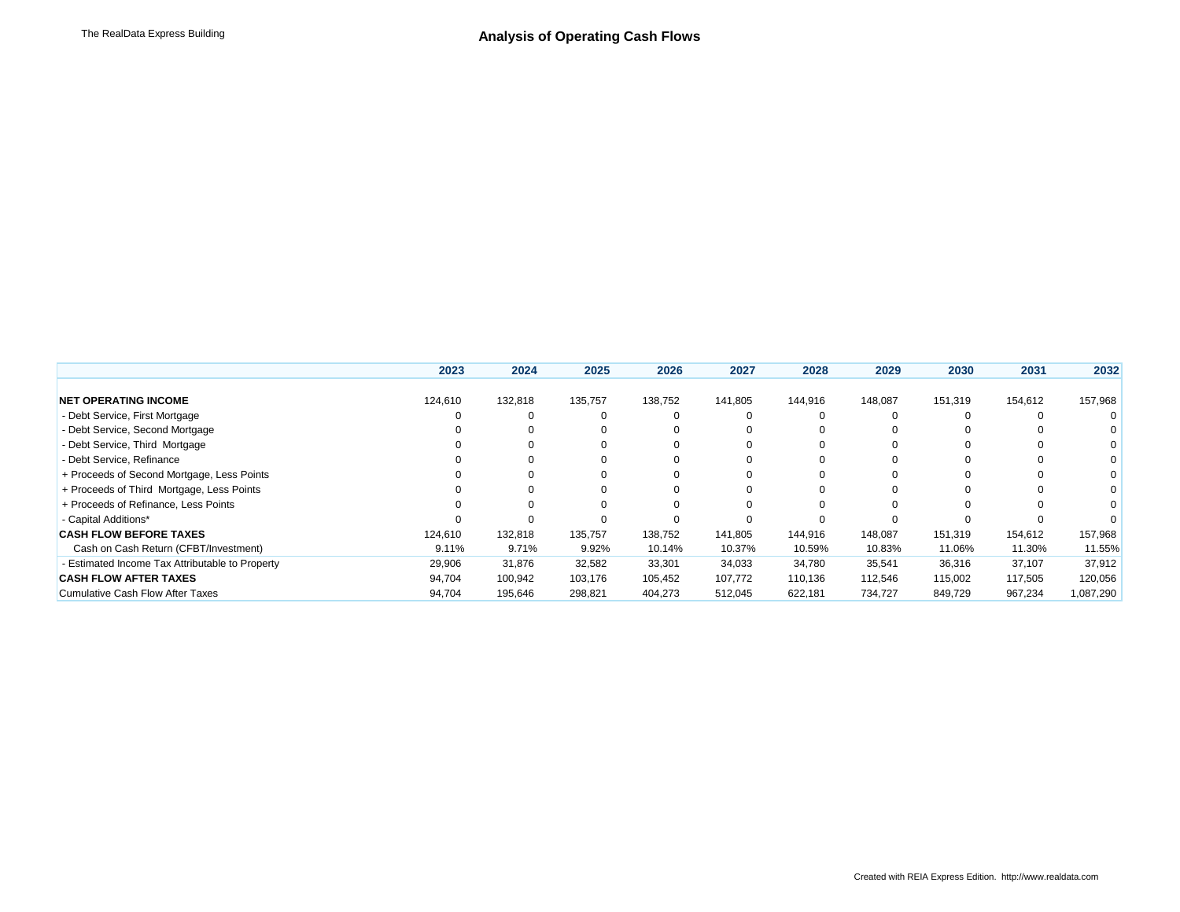# Analysis of Operating Cash Flows

| | 2023 | 2024 | 2025 | 2026 | 2027 | 2028 | 2029 | 2030 | 2031 | 2032 |
|---|---|---|---|---|---|---|---|---|---|---|
| **NET OPERATING INCOME** | 124,610 | 132,818 | 135,757 | 138,752 | 141,805 | 144,916 | 148,087 | 151,319 | 154,612 | 157,968 |
| - Debt Service, First Mortgage | 0 | 0 | 0 | 0 | 0 | 0 | 0 | 0 | 0 | 0 |
| - Debt Service, Second Mortgage | 0 | 0 | 0 | 0 | 0 | 0 | 0 | 0 | 0 | 0 |
| - Debt Service, Third Mortgage | 0 | 0 | 0 | 0 | 0 | 0 | 0 | 0 | 0 | 0 |
| - Debt Service, Refinance | 0 | 0 | 0 | 0 | 0 | 0 | 0 | 0 | 0 | 0 |
| + Proceeds of Second Mortgage, Less Points | 0 | 0 | 0 | 0 | 0 | 0 | 0 | 0 | 0 | 0 |
| + Proceeds of Third Mortgage, Less Points | 0 | 0 | 0 | 0 | 0 | 0 | 0 | 0 | 0 | 0 |
| + Proceeds of Refinance, Less Points | 0 | 0 | 0 | 0 | 0 | 0 | 0 | 0 | 0 | 0 |
| - Capital Additions* | 0 | 0 | 0 | 0 | 0 | 0 | 0 | 0 | 0 | 0 |
| **CASH FLOW BEFORE TAXES** | 124,610 | 132,818 | 135,757 | 138,752 | 141,805 | 144,916 | 148,087 | 151,319 | 154,612 | 157,968 |
| Cash on Cash Return (CFBT/Investment) | 9.11% | 9.71% | 9.92% | 10.14% | 10.37% | 10.59% | 10.83% | 11.06% | 11.30% | 11.55% |
| - Estimated Income Tax Attributable to Property | 29,906 | 31,876 | 32,582 | 33,301 | 34,033 | 34,780 | 35,541 | 36,316 | 37,107 | 37,912 |
| **CASH FLOW AFTER TAXES** | 94,704 | 100,942 | 103,176 | 105,452 | 107,772 | 110,136 | 112,546 | 115,002 | 117,505 | 120,056 |
| Cumulative Cash Flow After Taxes | 94,704 | 195,646 | 298,821 | 404,273 | 512,045 | 622,181 | 734,727 | 849,729 | 967,234 | 1,087,290 |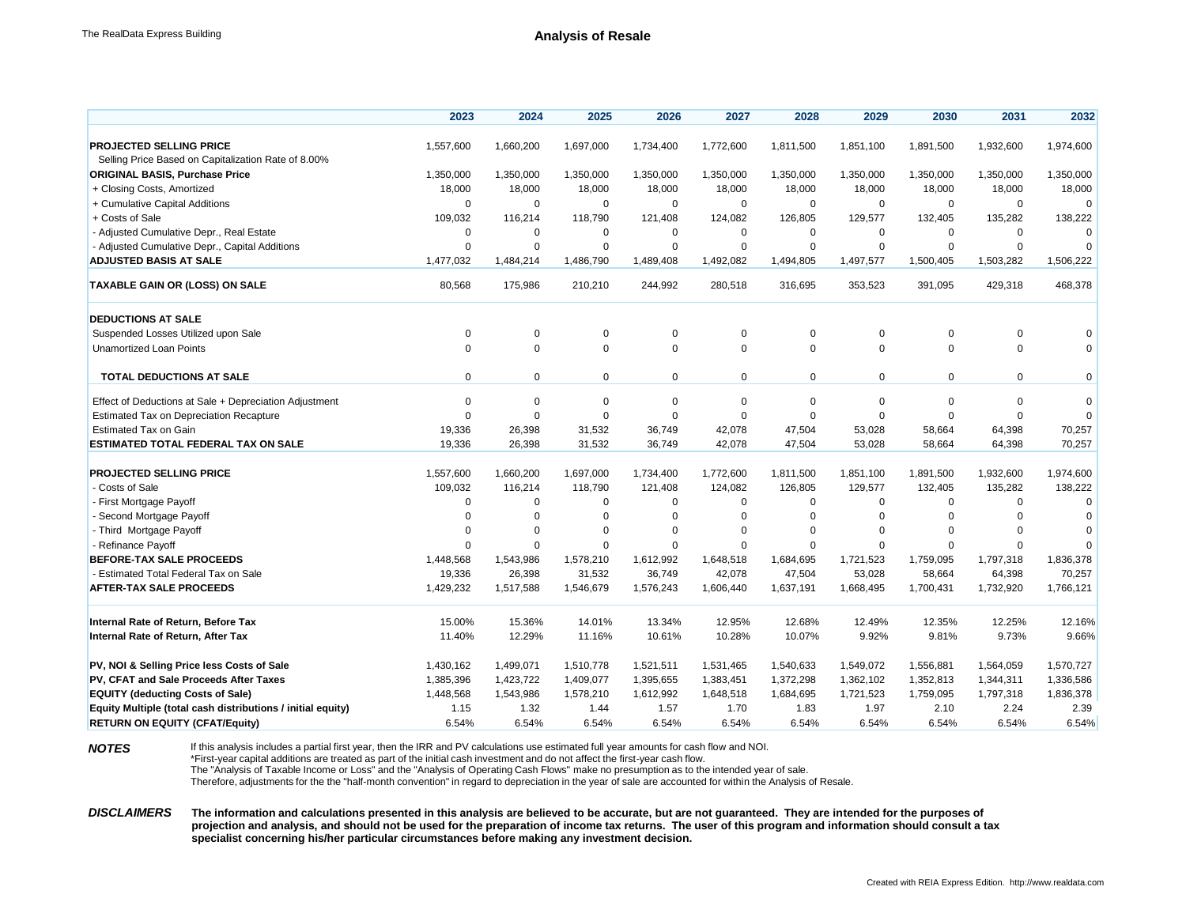The RealData Express Building

# Analysis of Resale

| | 2023 | 2024 | 2025 | 2026 | 2027 | 2028 | 2029 | 2030 | 2031 | 2032 |
|---|---|---|---|---|---|---|---|---|---|---|
| **PROJECTED SELLING PRICE** | 1,557,600 | 1,660,200 | 1,697,000 | 1,734,400 | 1,772,600 | 1,811,500 | 1,851,100 | 1,891,500 | 1,932,600 | 1,974,600 |
| Selling Price Based on Capitalization Rate of 8.00% | | | | | | | | | | |
| **ORIGINAL BASIS, Purchase Price** | 1,350,000 | 1,350,000 | 1,350,000 | 1,350,000 | 1,350,000 | 1,350,000 | 1,350,000 | 1,350,000 | 1,350,000 | 1,350,000 |
| + Closing Costs, Amortized | 18,000 | 18,000 | 18,000 | 18,000 | 18,000 | 18,000 | 18,000 | 18,000 | 18,000 | 18,000 |
| + Cumulative Capital Additions | 0 | 0 | 0 | 0 | 0 | 0 | 0 | 0 | 0 | 0 |
| + Costs of Sale | 109,032 | 116,214 | 118,790 | 121,408 | 124,082 | 126,805 | 129,577 | 132,405 | 135,282 | 138,222 |
| - Adjusted Cumulative Depr., Real Estate | 0 | 0 | 0 | 0 | 0 | 0 | 0 | 0 | 0 | 0 |
| - Adjusted Cumulative Depr., Capital Additions | 0 | 0 | 0 | 0 | 0 | 0 | 0 | 0 | 0 | 0 |
| **ADJUSTED BASIS AT SALE** | 1,477,032 | 1,484,214 | 1,486,790 | 1,489,408 | 1,492,082 | 1,494,805 | 1,497,577 | 1,500,405 | 1,503,282 | 1,506,222 |
| **TAXABLE GAIN OR (LOSS) ON SALE** | 80,568 | 175,986 | 210,210 | 244,992 | 280,518 | 316,695 | 353,523 | 391,095 | 429,318 | 468,378 |
| **DEDUCTIONS AT SALE** | | | | | | | | | | |
| Suspended Losses Utilized upon Sale | 0 | 0 | 0 | 0 | 0 | 0 | 0 | 0 | 0 | 0 |
| Unamortized Loan Points | 0 | 0 | 0 | 0 | 0 | 0 | 0 | 0 | 0 | 0 |
| **TOTAL DEDUCTIONS AT SALE** | 0 | 0 | 0 | 0 | 0 | 0 | 0 | 0 | 0 | 0 |
| Effect of Deductions at Sale + Depreciation Adjustment | 0 | 0 | 0 | 0 | 0 | 0 | 0 | 0 | 0 | 0 |
| Estimated Tax on Depreciation Recapture | 0 | 0 | 0 | 0 | 0 | 0 | 0 | 0 | 0 | 0 |
| Estimated Tax on Gain | 19,336 | 26,398 | 31,532 | 36,749 | 42,078 | 47,504 | 53,028 | 58,664 | 64,398 | 70,257 |
| **ESTIMATED TOTAL FEDERAL TAX ON SALE** | 19,336 | 26,398 | 31,532 | 36,749 | 42,078 | 47,504 | 53,028 | 58,664 | 64,398 | 70,257 |
| **PROJECTED SELLING PRICE** | 1,557,600 | 1,660,200 | 1,697,000 | 1,734,400 | 1,772,600 | 1,811,500 | 1,851,100 | 1,891,500 | 1,932,600 | 1,974,600 |
| - Costs of Sale | 109,032 | 116,214 | 118,790 | 121,408 | 124,082 | 126,805 | 129,577 | 132,405 | 135,282 | 138,222 |
| - First Mortgage Payoff | 0 | 0 | 0 | 0 | 0 | 0 | 0 | 0 | 0 | 0 |
| - Second Mortgage Payoff | 0 | 0 | 0 | 0 | 0 | 0 | 0 | 0 | 0 | 0 |
| - Third Mortgage Payoff | 0 | 0 | 0 | 0 | 0 | 0 | 0 | 0 | 0 | 0 |
| - Refinance Payoff | 0 | 0 | 0 | 0 | 0 | 0 | 0 | 0 | 0 | 0 |
| **BEFORE-TAX SALE PROCEEDS** | 1,448,568 | 1,543,986 | 1,578,210 | 1,612,992 | 1,648,518 | 1,684,695 | 1,721,523 | 1,759,095 | 1,797,318 | 1,836,378 |
| - Estimated Total Federal Tax on Sale | 19,336 | 26,398 | 31,532 | 36,749 | 42,078 | 47,504 | 53,028 | 58,664 | 64,398 | 70,257 |
| **AFTER-TAX SALE PROCEEDS** | 1,429,232 | 1,517,588 | 1,546,679 | 1,576,243 | 1,606,440 | 1,637,191 | 1,668,495 | 1,700,431 | 1,732,920 | 1,766,121 |
| **Internal Rate of Return, Before Tax** | 15.00% | 15.36% | 14.01% | 13.34% | 12.95% | 12.68% | 12.49% | 12.35% | 12.25% | 12.16% |
| **Internal Rate of Return, After Tax** | 11.40% | 12.29% | 11.16% | 10.61% | 10.28% | 10.07% | 9.92% | 9.81% | 9.73% | 9.66% |
| **PV, NOI & Selling Price less Costs of Sale** | 1,430,162 | 1,499,071 | 1,510,778 | 1,521,511 | 1,531,465 | 1,540,633 | 1,549,072 | 1,556,881 | 1,564,059 | 1,570,727 |
| **PV, CFAT and Sale Proceeds After Taxes** | 1,385,396 | 1,423,722 | 1,409,077 | 1,395,655 | 1,383,451 | 1,372,298 | 1,362,102 | 1,352,813 | 1,344,311 | 1,336,586 |
| **EQUITY (deducting Costs of Sale)** | 1,448,568 | 1,543,986 | 1,578,210 | 1,612,992 | 1,648,518 | 1,684,695 | 1,721,523 | 1,759,095 | 1,797,318 | 1,836,378 |
| **Equity Multiple (total cash distributions / initial equity)** | 1.15 | 1.32 | 1.44 | 1.57 | 1.70 | 1.83 | 1.97 | 2.10 | 2.24 | 2.39 |
| **RETURN ON EQUITY (CFAT/Equity)** | 6.54% | 6.54% | 6.54% | 6.54% | 6.54% | 6.54% | 6.54% | 6.54% | 6.54% | 6.54% |

***NOTES***

If this analysis includes a partial first year, then the IRR and PV calculations use estimated full year amounts for cash flow and NOI.
*First-year capital additions are treated as part of the initial cash investment and do not affect the first-year cash flow.
The "Analysis of Taxable Income or Loss" and the "Analysis of Operating Cash Flows" make no presumption as to the intended year of sale.
Therefore, adjustments for the the "half-month convention" in regard to depreciation in the year of sale are accounted for within the Analysis of Resale.

***DISCLAIMERS***

**The information and calculations presented in this analysis are believed to be accurate, but are not guaranteed. They are intended for the purposes of projection and analysis, and should not be used for the preparation of income tax returns. The user of this program and information should consult a tax specialist concerning his/her particular circumstances before making any investment decision.**

Created with REIA Express Edition. http://www.realdata.com